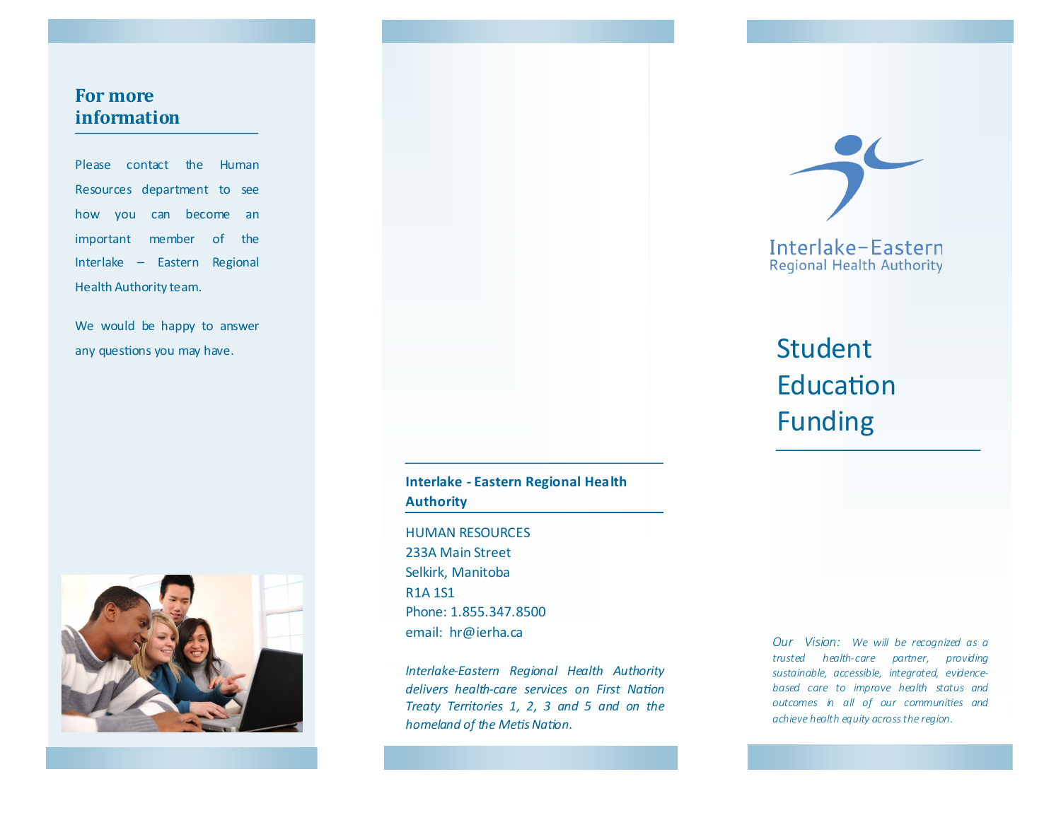## For more information

Please contact the Human Resources department to see how you can become an important member of the Interlake – Eastern Regional Health Authority team.

We would be happy to answer any questions you may have.

**Interlake - Eastern Regional Health Authority**

HUMAN RESOURCES
233A Main Street
Selkirk, Manitoba
R1A 1S1
Phone: 1.855.347.8500
email: hr@ierha.ca

*Interlake-Eastern Regional Health Authority delivers health-care services on First Nation Treaty Territories 1, 2, 3 and 5 and on the homeland of the Metis Nation.*

Interlake–Eastern
Regional Health Authority

# Student Education Funding

*Our Vision: We will be recognized as a trusted health-care partner, providing sustainable, accessible, integrated, evidence-based care to improve health status and outcomes in all of our communities and achieve health equity across the region.*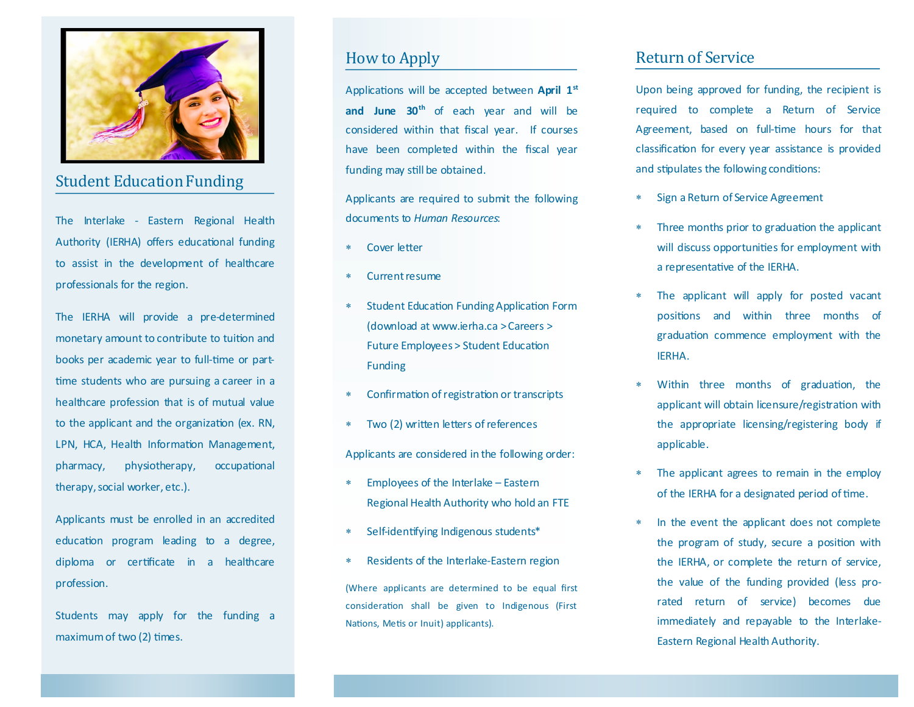## Student Education Funding

The Interlake - Eastern Regional Health Authority (IERHA) offers educational funding to assist in the development of healthcare professionals for the region.

The IERHA will provide a pre-determined monetary amount to contribute to tuition and books per academic year to full-time or part-time students who are pursuing a career in a healthcare profession that is of mutual value to the applicant and the organization (ex. RN, LPN, HCA, Health Information Management, pharmacy, physiotherapy, occupational therapy, social worker, etc.).

Applicants must be enrolled in an accredited education program leading to a degree, diploma or certificate in a healthcare profession.

Students may apply for the funding a maximum of two (2) times.

## How to Apply

Applications will be accepted between **April 1st and June 30th** of each year and will be considered within that fiscal year. If courses have been completed within the fiscal year funding may still be obtained.

Applicants are required to submit the following documents to *Human Resources*:

- Cover letter
- Current resume
- Student Education Funding Application Form (download at www.ierha.ca > Careers > Future Employees > Student Education Funding
- Confirmation of registration or transcripts
- Two (2) written letters of references

Applicants are considered in the following order:

- Employees of the Interlake – Eastern Regional Health Authority who hold an FTE
- Self-identifying Indigenous students*
- Residents of the Interlake-Eastern region

(Where applicants are determined to be equal first consideration shall be given to Indigenous (First Nations, Metis or Inuit) applicants).

## Return of Service

Upon being approved for funding, the recipient is required to complete a Return of Service Agreement, based on full-time hours for that classification for every year assistance is provided and stipulates the following conditions:

- Sign a Return of Service Agreement
- Three months prior to graduation the applicant will discuss opportunities for employment with a representative of the IERHA.
- The applicant will apply for posted vacant positions and within three months of graduation commence employment with the IERHA.
- Within three months of graduation, the applicant will obtain licensure/registration with the appropriate licensing/registering body if applicable.
- The applicant agrees to remain in the employ of the IERHA for a designated period of time.
- In the event the applicant does not complete the program of study, secure a position with the IERHA, or complete the return of service, the value of the funding provided (less pro-rated return of service) becomes due immediately and repayable to the Interlake-Eastern Regional Health Authority.